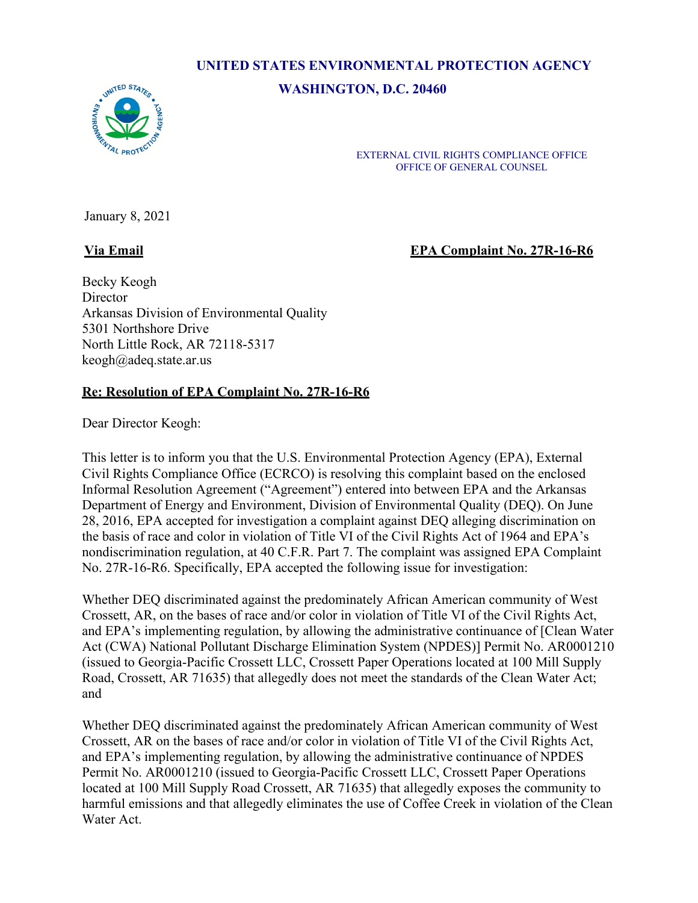**UNITED STATES ENVIRONMENTAL PROTECTION AGENCY**
**WASHINGTON, D.C. 20460**

EXTERNAL CIVIL RIGHTS COMPLIANCE OFFICE
OFFICE OF GENERAL COUNSEL

January 8, 2021

**Via Email** **EPA Complaint No. 27R-16-R6**

Becky Keogh
Director
Arkansas Division of Environmental Quality
5301 Northshore Drive
North Little Rock, AR 72118-5317
keogh@adeq.state.ar.us

**Re: Resolution of EPA Complaint No. 27R-16-R6**

Dear Director Keogh:

This letter is to inform you that the U.S. Environmental Protection Agency (EPA), External Civil Rights Compliance Office (ECRCO) is resolving this complaint based on the enclosed Informal Resolution Agreement ("Agreement") entered into between EPA and the Arkansas Department of Energy and Environment, Division of Environmental Quality (DEQ). On June 28, 2016, EPA accepted for investigation a complaint against DEQ alleging discrimination on the basis of race and color in violation of Title VI of the Civil Rights Act of 1964 and EPA's nondiscrimination regulation, at 40 C.F.R. Part 7. The complaint was assigned EPA Complaint No. 27R-16-R6. Specifically, EPA accepted the following issue for investigation:

Whether DEQ discriminated against the predominately African American community of West Crossett, AR, on the bases of race and/or color in violation of Title VI of the Civil Rights Act, and EPA's implementing regulation, by allowing the administrative continuance of [Clean Water Act (CWA) National Pollutant Discharge Elimination System (NPDES)] Permit No. AR0001210 (issued to Georgia-Pacific Crossett LLC, Crossett Paper Operations located at 100 Mill Supply Road, Crossett, AR 71635) that allegedly does not meet the standards of the Clean Water Act; and

Whether DEQ discriminated against the predominately African American community of West Crossett, AR on the bases of race and/or color in violation of Title VI of the Civil Rights Act, and EPA's implementing regulation, by allowing the administrative continuance of NPDES Permit No. AR0001210 (issued to Georgia-Pacific Crossett LLC, Crossett Paper Operations located at 100 Mill Supply Road Crossett, AR 71635) that allegedly exposes the community to harmful emissions and that allegedly eliminates the use of Coffee Creek in violation of the Clean Water Act.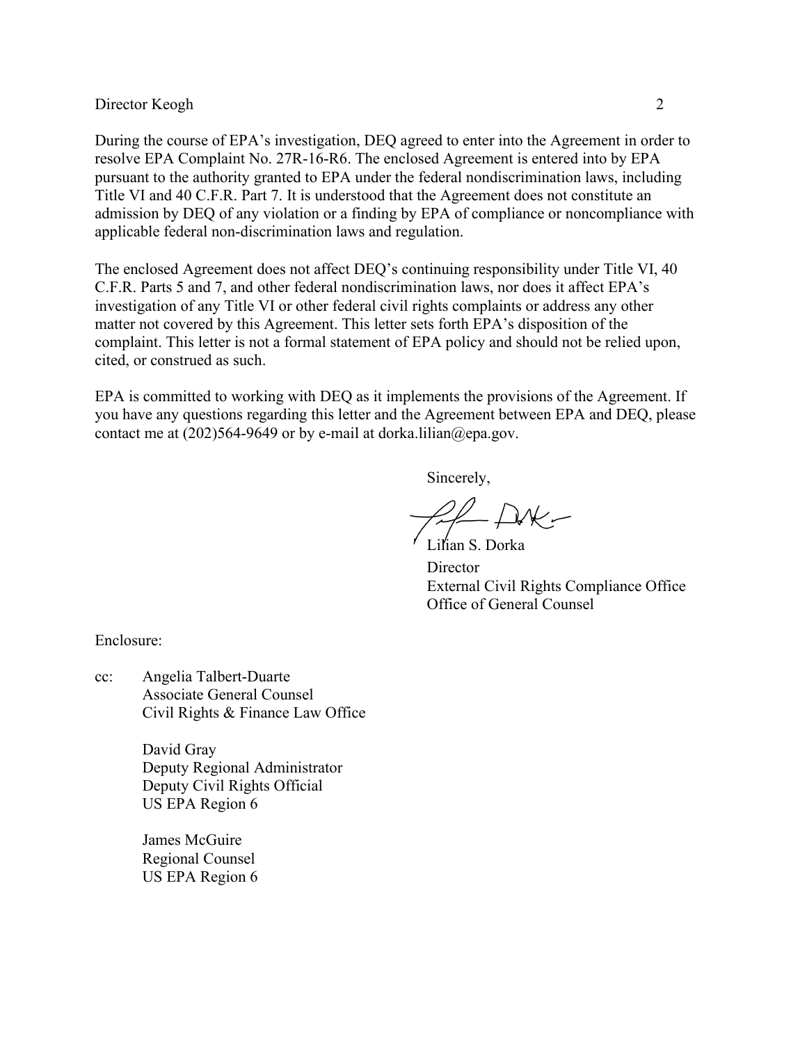During the course of EPA's investigation, DEQ agreed to enter into the Agreement in order to resolve EPA Complaint No. 27R-16-R6. The enclosed Agreement is entered into by EPA pursuant to the authority granted to EPA under the federal nondiscrimination laws, including Title VI and 40 C.F.R. Part 7. It is understood that the Agreement does not constitute an admission by DEQ of any violation or a finding by EPA of compliance or noncompliance with applicable federal non-discrimination laws and regulation.

The enclosed Agreement does not affect DEQ's continuing responsibility under Title VI, 40 C.F.R. Parts 5 and 7, and other federal nondiscrimination laws, nor does it affect EPA's investigation of any Title VI or other federal civil rights complaints or address any other matter not covered by this Agreement. This letter sets forth EPA's disposition of the complaint. This letter is not a formal statement of EPA policy and should not be relied upon, cited, or construed as such.

EPA is committed to working with DEQ as it implements the provisions of the Agreement. If you have any questions regarding this letter and the Agreement between EPA and DEQ, please contact me at (202)564-9649 or by e-mail at dorka.lilian@epa.gov.

Sincerely,

Lilian S. Dorka
Director
External Civil Rights Compliance Office
Office of General Counsel

Enclosure:

cc: Angelia Talbert-Duarte
Associate General Counsel
Civil Rights & Finance Law Office

David Gray
Deputy Regional Administrator
Deputy Civil Rights Official
US EPA Region 6

James McGuire
Regional Counsel
US EPA Region 6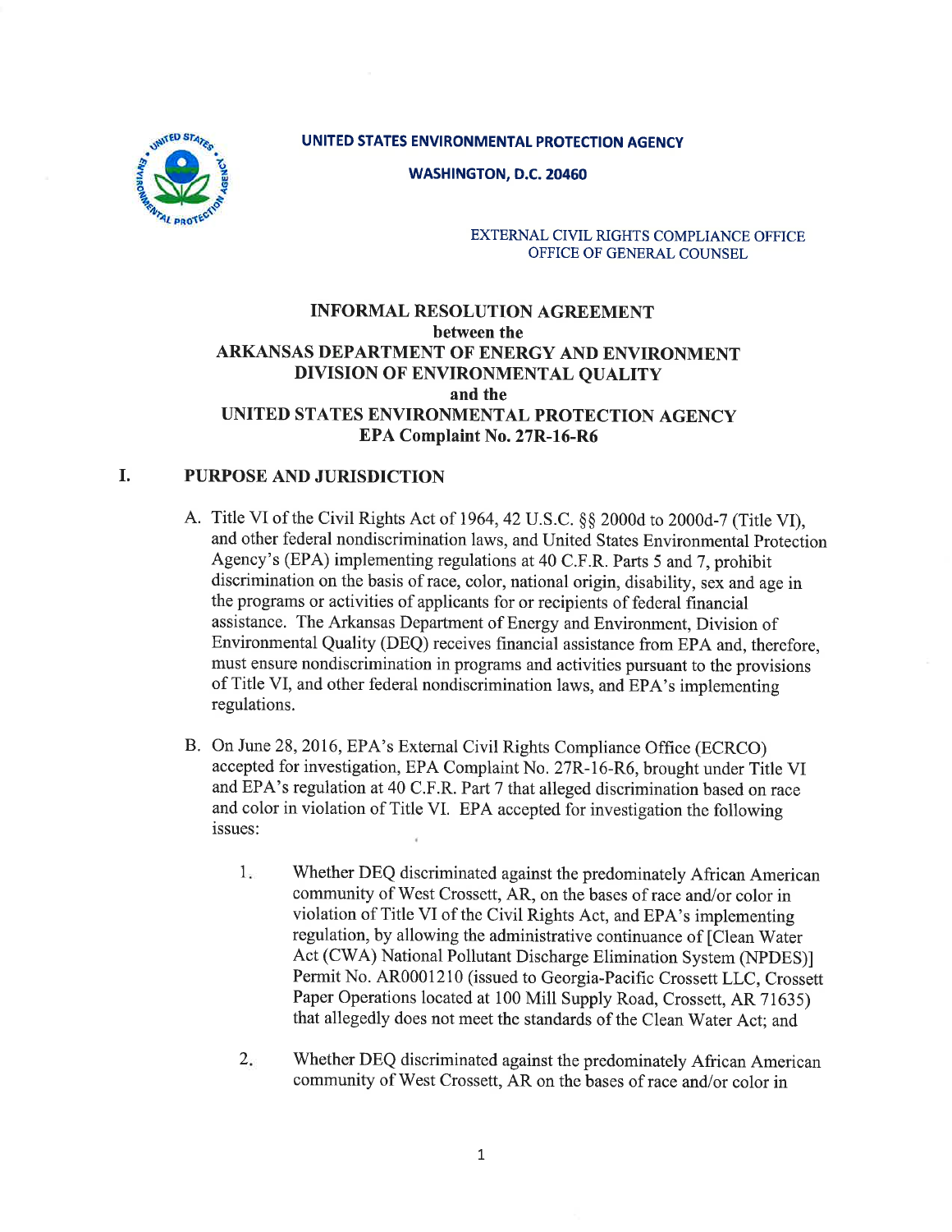UNITED STATES ENVIRONMENTAL PROTECTION AGENCY

WASHINGTON, D.C. 20460

EXTERNAL CIVIL RIGHTS COMPLIANCE OFFICE
OFFICE OF GENERAL COUNSEL

# INFORMAL RESOLUTION AGREEMENT
## between the
## ARKANSAS DEPARTMENT OF ENERGY AND ENVIRONMENT DIVISION OF ENVIRONMENTAL QUALITY
## and the
## UNITED STATES ENVIRONMENTAL PROTECTION AGENCY
## EPA Complaint No. 27R-16-R6

## I. PURPOSE AND JURISDICTION

A. Title VI of the Civil Rights Act of 1964, 42 U.S.C. §§ 2000d to 2000d-7 (Title VI), and other federal nondiscrimination laws, and United States Environmental Protection Agency's (EPA) implementing regulations at 40 C.F.R. Parts 5 and 7, prohibit discrimination on the basis of race, color, national origin, disability, sex and age in the programs or activities of applicants for or recipients of federal financial assistance. The Arkansas Department of Energy and Environment, Division of Environmental Quality (DEQ) receives financial assistance from EPA and, therefore, must ensure nondiscrimination in programs and activities pursuant to the provisions of Title VI, and other federal nondiscrimination laws, and EPA's implementing regulations.

B. On June 28, 2016, EPA's External Civil Rights Compliance Office (ECRCO) accepted for investigation, EPA Complaint No. 27R-16-R6, brought under Title VI and EPA's regulation at 40 C.F.R. Part 7 that alleged discrimination based on race and color in violation of Title VI. EPA accepted for investigation the following issues:

1. Whether DEQ discriminated against the predominately African American community of West Crossett, AR, on the bases of race and/or color in violation of Title VI of the Civil Rights Act, and EPA's implementing regulation, by allowing the administrative continuance of [Clean Water Act (CWA) National Pollutant Discharge Elimination System (NPDES)] Permit No. AR0001210 (issued to Georgia-Pacific Crossett LLC, Crossett Paper Operations located at 100 Mill Supply Road, Crossett, AR 71635) that allegedly does not meet the standards of the Clean Water Act; and

2. Whether DEQ discriminated against the predominately African American community of West Crossett, AR on the bases of race and/or color in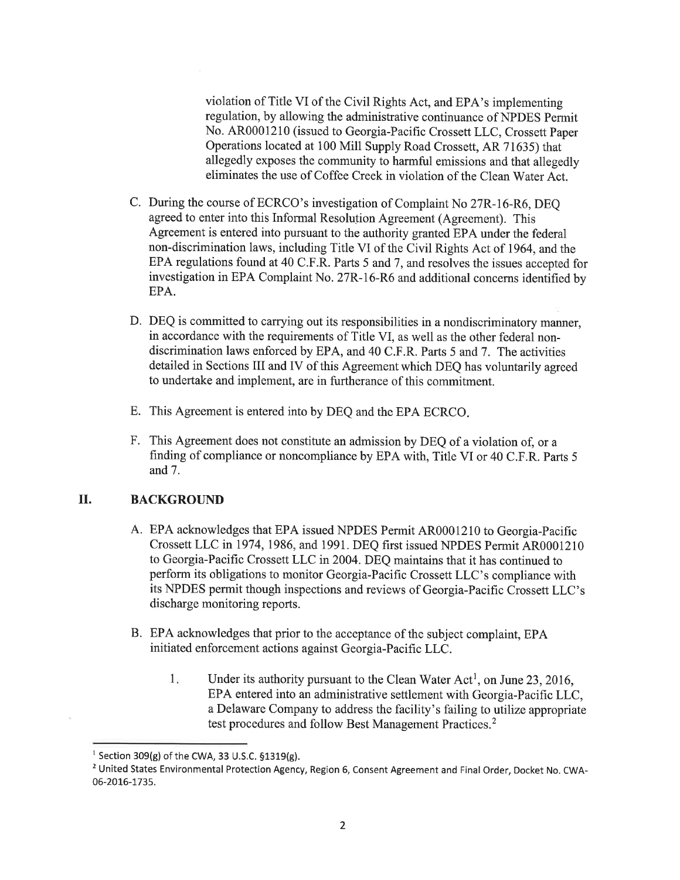violation of Title VI of the Civil Rights Act, and EPA's implementing regulation, by allowing the administrative continuance of NPDES Permit No. AR0001210 (issued to Georgia-Pacific Crossett LLC, Crossett Paper Operations located at 100 Mill Supply Road Crossett, AR 71635) that allegedly exposes the community to harmful emissions and that allegedly eliminates the use of Coffee Creek in violation of the Clean Water Act.

C. During the course of ECRCO's investigation of Complaint No 27R-16-R6, DEQ agreed to enter into this Informal Resolution Agreement (Agreement). This Agreement is entered into pursuant to the authority granted EPA under the federal non-discrimination laws, including Title VI of the Civil Rights Act of 1964, and the EPA regulations found at 40 C.F.R. Parts 5 and 7, and resolves the issues accepted for investigation in EPA Complaint No. 27R-16-R6 and additional concerns identified by EPA.

D. DEQ is committed to carrying out its responsibilities in a nondiscriminatory manner, in accordance with the requirements of Title VI, as well as the other federal non-discrimination laws enforced by EPA, and 40 C.F.R. Parts 5 and 7. The activities detailed in Sections III and IV of this Agreement which DEQ has voluntarily agreed to undertake and implement, are in furtherance of this commitment.

E. This Agreement is entered into by DEQ and the EPA ECRCO.

F. This Agreement does not constitute an admission by DEQ of a violation of, or a finding of compliance or noncompliance by EPA with, Title VI or 40 C.F.R. Parts 5 and 7.

## II. BACKGROUND

A. EPA acknowledges that EPA issued NPDES Permit AR0001210 to Georgia-Pacific Crossett LLC in 1974, 1986, and 1991. DEQ first issued NPDES Permit AR0001210 to Georgia-Pacific Crossett LLC in 2004. DEQ maintains that it has continued to perform its obligations to monitor Georgia-Pacific Crossett LLC's compliance with its NPDES permit though inspections and reviews of Georgia-Pacific Crossett LLC's discharge monitoring reports.

B. EPA acknowledges that prior to the acceptance of the subject complaint, EPA initiated enforcement actions against Georgia-Pacific LLC.

1. Under its authority pursuant to the Clean Water Act[1], on June 23, 2016, EPA entered into an administrative settlement with Georgia-Pacific LLC, a Delaware Company to address the facility's failing to utilize appropriate test procedures and follow Best Management Practices.[2]

---

[1] Section 309(g) of the CWA, 33 U.S.C. §1319(g).

[2] United States Environmental Protection Agency, Region 6, Consent Agreement and Final Order, Docket No. CWA-06-2016-1735.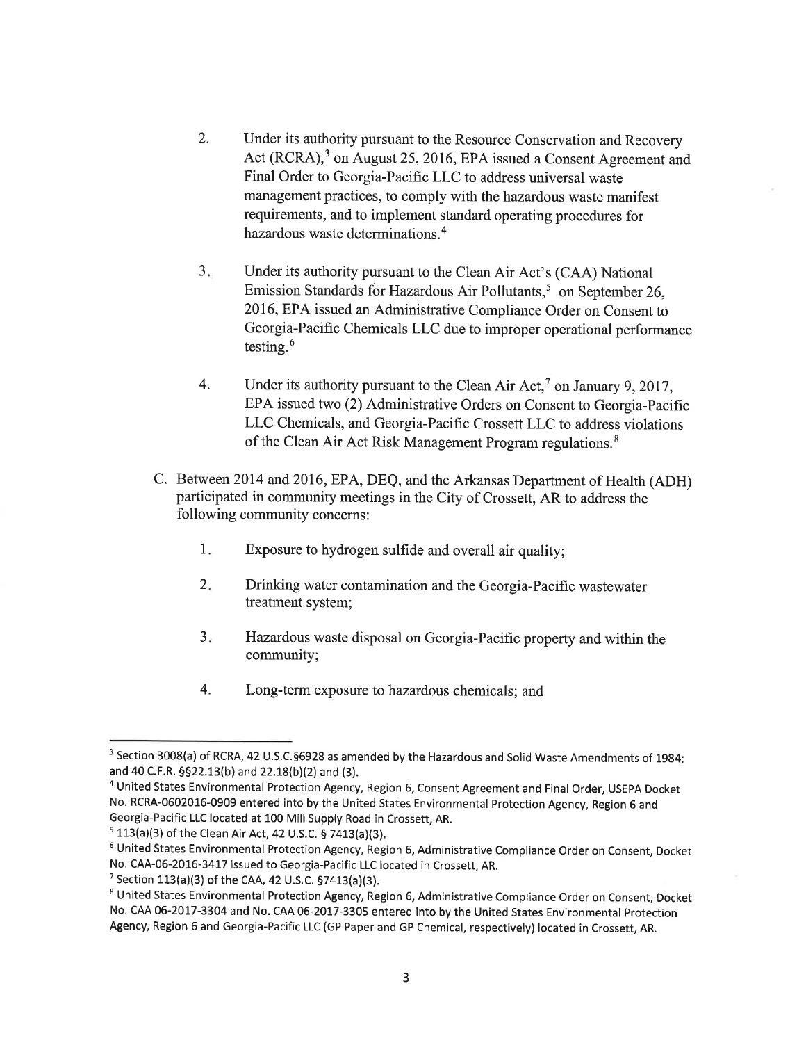2. Under its authority pursuant to the Resource Conservation and Recovery Act (RCRA),[3] on August 25, 2016, EPA issued a Consent Agreement and Final Order to Georgia-Pacific LLC to address universal waste management practices, to comply with the hazardous waste manifest requirements, and to implement standard operating procedures for hazardous waste determinations.[4]

3. Under its authority pursuant to the Clean Air Act's (CAA) National Emission Standards for Hazardous Air Pollutants,[5] on September 26, 2016, EPA issued an Administrative Compliance Order on Consent to Georgia-Pacific Chemicals LLC due to improper operational performance testing.[6]

4. Under its authority pursuant to the Clean Air Act,[7] on January 9, 2017, EPA issued two (2) Administrative Orders on Consent to Georgia-Pacific LLC Chemicals, and Georgia-Pacific Crossett LLC to address violations of the Clean Air Act Risk Management Program regulations.[8]

C. Between 2014 and 2016, EPA, DEQ, and the Arkansas Department of Health (ADH) participated in community meetings in the City of Crossett, AR to address the following community concerns:

1. Exposure to hydrogen sulfide and overall air quality;

2. Drinking water contamination and the Georgia-Pacific wastewater treatment system;

3. Hazardous waste disposal on Georgia-Pacific property and within the community;

4. Long-term exposure to hazardous chemicals; and

---

[3] Section 3008(a) of RCRA, 42 U.S.C.§6928 as amended by the Hazardous and Solid Waste Amendments of 1984; and 40 C.F.R. §§22.13(b) and 22.18(b)(2) and (3).

[4] United States Environmental Protection Agency, Region 6, Consent Agreement and Final Order, USEPA Docket No. RCRA-0602016-0909 entered into by the United States Environmental Protection Agency, Region 6 and Georgia-Pacific LLC located at 100 Mill Supply Road in Crossett, AR.

[5] 113(a)(3) of the Clean Air Act, 42 U.S.C. § 7413(a)(3).

[6] United States Environmental Protection Agency, Region 6, Administrative Compliance Order on Consent, Docket No. CAA-06-2016-3417 issued to Georgia-Pacific LLC located in Crossett, AR.

[7] Section 113(a)(3) of the CAA, 42 U.S.C. §7413(a)(3).

[8] United States Environmental Protection Agency, Region 6, Administrative Compliance Order on Consent, Docket No. CAA 06-2017-3304 and No. CAA 06-2017-3305 entered into by the United States Environmental Protection Agency, Region 6 and Georgia-Pacific LLC (GP Paper and GP Chemical, respectively) located in Crossett, AR.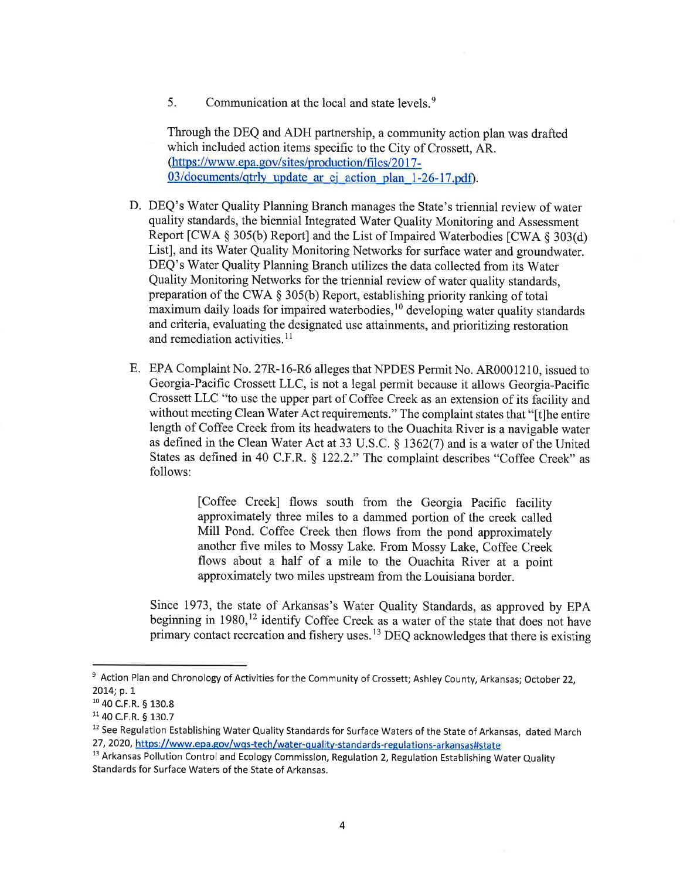5. Communication at the local and state levels.[9]

Through the DEQ and ADH partnership, a community action plan was drafted which included action items specific to the City of Crossett, AR. (https://www.epa.gov/sites/production/files/2017-03/documents/qtrly_update_ar_ej_action_plan_1-26-17.pdf).

D. DEQ's Water Quality Planning Branch manages the State's triennial review of water quality standards, the biennial Integrated Water Quality Monitoring and Assessment Report [CWA § 305(b) Report] and the List of Impaired Waterbodies [CWA § 303(d) List], and its Water Quality Monitoring Networks for surface water and groundwater. DEQ's Water Quality Planning Branch utilizes the data collected from its Water Quality Monitoring Networks for the triennial review of water quality standards, preparation of the CWA § 305(b) Report, establishing priority ranking of total maximum daily loads for impaired waterbodies,[10] developing water quality standards and criteria, evaluating the designated use attainments, and prioritizing restoration and remediation activities.[11]

E. EPA Complaint No. 27R-16-R6 alleges that NPDES Permit No. AR0001210, issued to Georgia-Pacific Crossett LLC, is not a legal permit because it allows Georgia-Pacific Crossett LLC "to use the upper part of Coffee Creek as an extension of its facility and without meeting Clean Water Act requirements." The complaint states that "[t]he entire length of Coffee Creek from its headwaters to the Ouachita River is a navigable water as defined in the Clean Water Act at 33 U.S.C. § 1362(7) and is a water of the United States as defined in 40 C.F.R. § 122.2." The complaint describes "Coffee Creek" as follows:

> [Coffee Creek] flows south from the Georgia Pacific facility approximately three miles to a dammed portion of the creek called Mill Pond. Coffee Creek then flows from the pond approximately another five miles to Mossy Lake. From Mossy Lake, Coffee Creek flows about a half of a mile to the Ouachita River at a point approximately two miles upstream from the Louisiana border.

Since 1973, the state of Arkansas's Water Quality Standards, as approved by EPA beginning in 1980,[12] identify Coffee Creek as a water of the state that does not have primary contact recreation and fishery uses.[13] DEQ acknowledges that there is existing

---

[9] Action Plan and Chronology of Activities for the Community of Crossett; Ashley County, Arkansas; October 22, 2014; p. 1

[10] 40 C.F.R. § 130.8

[11] 40 C.F.R. § 130.7

[12] See Regulation Establishing Water Quality Standards for Surface Waters of the State of Arkansas, dated March 27, 2020, https://www.epa.gov/wqs-tech/water-quality-standards-regulations-arkansas#state

[13] Arkansas Pollution Control and Ecology Commission, Regulation 2, Regulation Establishing Water Quality Standards for Surface Waters of the State of Arkansas.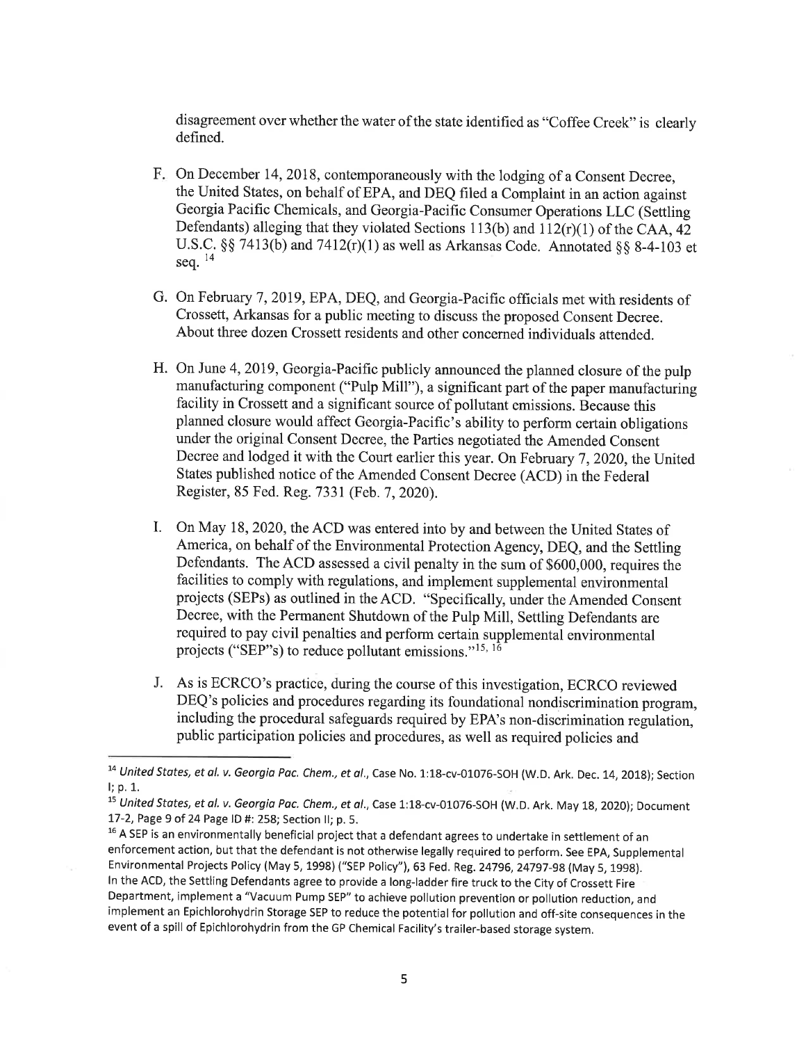disagreement over whether the water of the state identified as "Coffee Creek" is clearly defined.

F. On December 14, 2018, contemporaneously with the lodging of a Consent Decree, the United States, on behalf of EPA, and DEQ filed a Complaint in an action against Georgia Pacific Chemicals, and Georgia-Pacific Consumer Operations LLC (Settling Defendants) alleging that they violated Sections 113(b) and 112(r)(1) of the CAA, 42 U.S.C. §§ 7413(b) and 7412(r)(1) as well as Arkansas Code. Annotated §§ 8-4-103 et seq. [14]

G. On February 7, 2019, EPA, DEQ, and Georgia-Pacific officials met with residents of Crossett, Arkansas for a public meeting to discuss the proposed Consent Decree. About three dozen Crossett residents and other concerned individuals attended.

H. On June 4, 2019, Georgia-Pacific publicly announced the planned closure of the pulp manufacturing component ("Pulp Mill"), a significant part of the paper manufacturing facility in Crossett and a significant source of pollutant emissions. Because this planned closure would affect Georgia-Pacific's ability to perform certain obligations under the original Consent Decree, the Parties negotiated the Amended Consent Decree and lodged it with the Court earlier this year. On February 7, 2020, the United States published notice of the Amended Consent Decree (ACD) in the Federal Register, 85 Fed. Reg. 7331 (Feb. 7, 2020).

I. On May 18, 2020, the ACD was entered into by and between the United States of America, on behalf of the Environmental Protection Agency, DEQ, and the Settling Defendants. The ACD assessed a civil penalty in the sum of $600,000, requires the facilities to comply with regulations, and implement supplemental environmental projects (SEPs) as outlined in the ACD. "Specifically, under the Amended Consent Decree, with the Permanent Shutdown of the Pulp Mill, Settling Defendants are required to pay civil penalties and perform certain supplemental environmental projects ("SEP"s) to reduce pollutant emissions."[15, 16]

J. As is ECRCO's practice, during the course of this investigation, ECRCO reviewed DEQ's policies and procedures regarding its foundational nondiscrimination program, including the procedural safeguards required by EPA's non-discrimination regulation, public participation policies and procedures, as well as required policies and

---

[14] *United States, et al. v. Georgia Pac. Chem., et al.*, Case No. 1:18-cv-01076-SOH (W.D. Ark. Dec. 14, 2018); Section I; p. 1.

[15] *United States, et al. v. Georgia Pac. Chem., et al.*, Case 1:18-cv-01076-SOH (W.D. Ark. May 18, 2020); Document 17-2, Page 9 of 24 Page ID #: 258; Section II; p. 5.

[16] A SEP is an environmentally beneficial project that a defendant agrees to undertake in settlement of an enforcement action, but that the defendant is not otherwise legally required to perform. See EPA, Supplemental Environmental Projects Policy (May 5, 1998) ("SEP Policy"), 63 Fed. Reg. 24796, 24797-98 (May 5, 1998). In the ACD, the Settling Defendants agree to provide a long-ladder fire truck to the City of Crossett Fire Department, implement a "Vacuum Pump SEP" to achieve pollution prevention or pollution reduction, and implement an Epichlorohydrin Storage SEP to reduce the potential for pollution and off-site consequences in the event of a spill of Epichlorohydrin from the GP Chemical Facility's trailer-based storage system.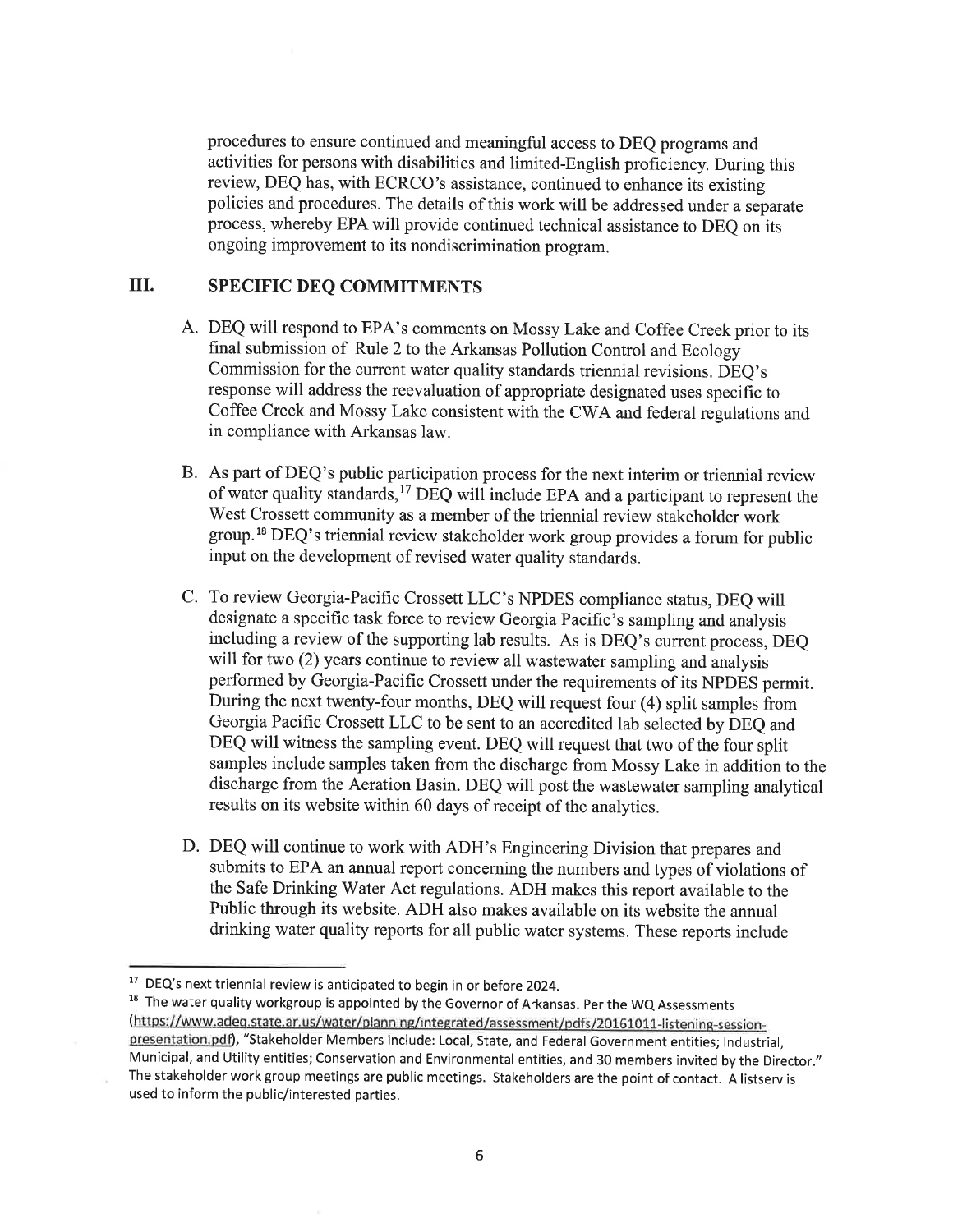procedures to ensure continued and meaningful access to DEQ programs and activities for persons with disabilities and limited-English proficiency. During this review, DEQ has, with ECRCO's assistance, continued to enhance its existing policies and procedures. The details of this work will be addressed under a separate process, whereby EPA will provide continued technical assistance to DEQ on its ongoing improvement to its nondiscrimination program.

## III. SPECIFIC DEQ COMMITMENTS

A. DEQ will respond to EPA's comments on Mossy Lake and Coffee Creek prior to its final submission of Rule 2 to the Arkansas Pollution Control and Ecology Commission for the current water quality standards triennial revisions. DEQ's response will address the reevaluation of appropriate designated uses specific to Coffee Creek and Mossy Lake consistent with the CWA and federal regulations and in compliance with Arkansas law.

B. As part of DEQ's public participation process for the next interim or triennial review of water quality standards,[17] DEQ will include EPA and a participant to represent the West Crossett community as a member of the triennial review stakeholder work group.[18] DEQ's triennial review stakeholder work group provides a forum for public input on the development of revised water quality standards.

C. To review Georgia-Pacific Crossett LLC's NPDES compliance status, DEQ will designate a specific task force to review Georgia Pacific's sampling and analysis including a review of the supporting lab results. As is DEQ's current process, DEQ will for two (2) years continue to review all wastewater sampling and analysis performed by Georgia-Pacific Crossett under the requirements of its NPDES permit. During the next twenty-four months, DEQ will request four (4) split samples from Georgia Pacific Crossett LLC to be sent to an accredited lab selected by DEQ and DEQ will witness the sampling event. DEQ will request that two of the four split samples include samples taken from the discharge from Mossy Lake in addition to the discharge from the Aeration Basin. DEQ will post the wastewater sampling analytical results on its website within 60 days of receipt of the analytics.

D. DEQ will continue to work with ADH's Engineering Division that prepares and submits to EPA an annual report concerning the numbers and types of violations of the Safe Drinking Water Act regulations. ADH makes this report available to the Public through its website. ADH also makes available on its website the annual drinking water quality reports for all public water systems. These reports include

---

[17] DEQ's next triennial review is anticipated to begin in or before 2024.

[18] The water quality workgroup is appointed by the Governor of Arkansas. Per the WQ Assessments (https://www.adeq.state.ar.us/water/planning/integrated/assessment/pdfs/20161011-listening-session-presentation.pdf), "Stakeholder Members include: Local, State, and Federal Government entities; Industrial, Municipal, and Utility entities; Conservation and Environmental entities, and 30 members invited by the Director." The stakeholder work group meetings are public meetings. Stakeholders are the point of contact. A listserv is used to inform the public/interested parties.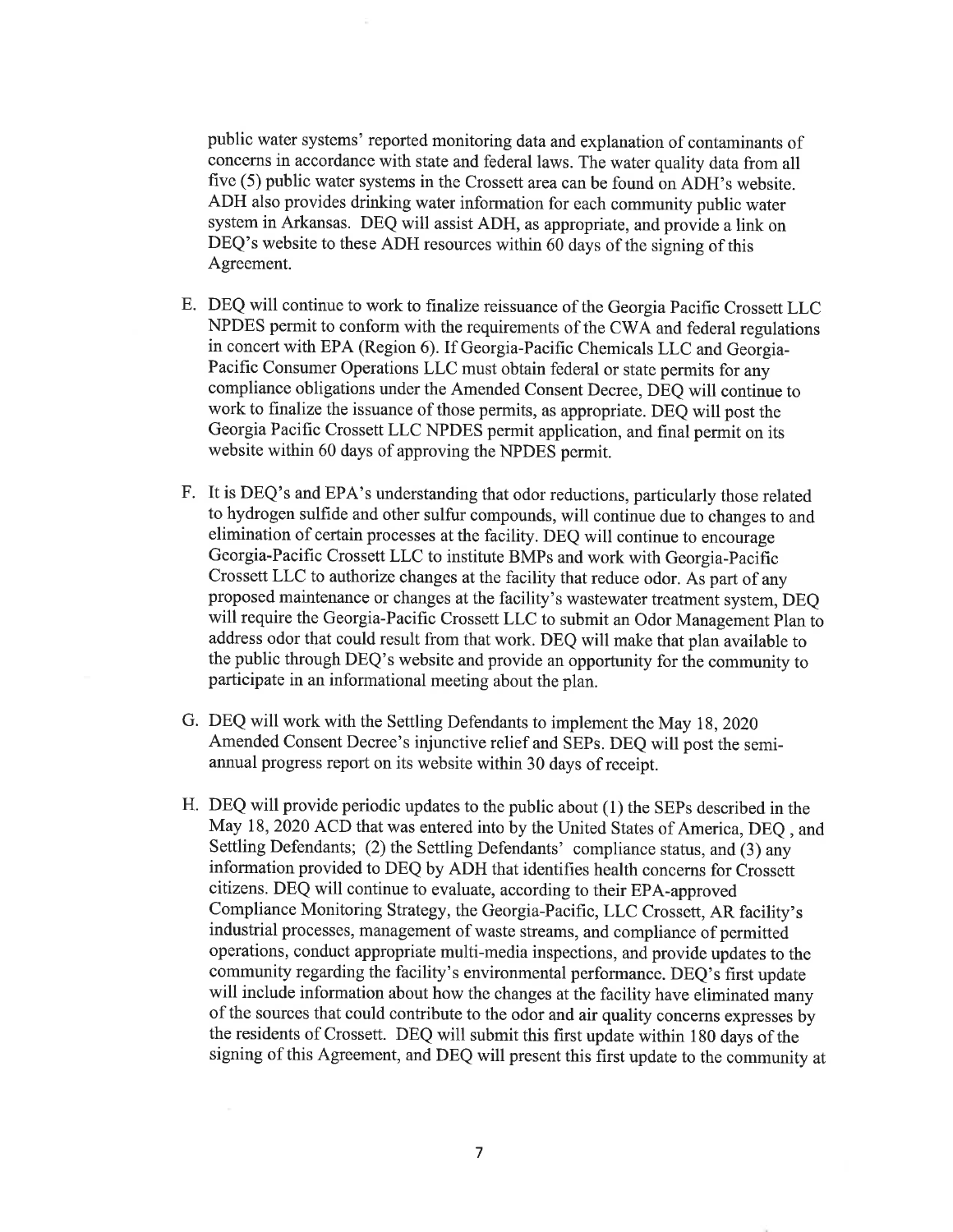public water systems' reported monitoring data and explanation of contaminants of concerns in accordance with state and federal laws. The water quality data from all five (5) public water systems in the Crossett area can be found on ADH's website. ADH also provides drinking water information for each community public water system in Arkansas. DEQ will assist ADH, as appropriate, and provide a link on DEQ's website to these ADH resources within 60 days of the signing of this Agreement.

E. DEQ will continue to work to finalize reissuance of the Georgia Pacific Crossett LLC NPDES permit to conform with the requirements of the CWA and federal regulations in concert with EPA (Region 6). If Georgia-Pacific Chemicals LLC and Georgia-Pacific Consumer Operations LLC must obtain federal or state permits for any compliance obligations under the Amended Consent Decree, DEQ will continue to work to finalize the issuance of those permits, as appropriate. DEQ will post the Georgia Pacific Crossett LLC NPDES permit application, and final permit on its website within 60 days of approving the NPDES permit.

F. It is DEQ's and EPA's understanding that odor reductions, particularly those related to hydrogen sulfide and other sulfur compounds, will continue due to changes to and elimination of certain processes at the facility. DEQ will continue to encourage Georgia-Pacific Crossett LLC to institute BMPs and work with Georgia-Pacific Crossett LLC to authorize changes at the facility that reduce odor. As part of any proposed maintenance or changes at the facility's wastewater treatment system, DEQ will require the Georgia-Pacific Crossett LLC to submit an Odor Management Plan to address odor that could result from that work. DEQ will make that plan available to the public through DEQ's website and provide an opportunity for the community to participate in an informational meeting about the plan.

G. DEQ will work with the Settling Defendants to implement the May 18, 2020 Amended Consent Decree's injunctive relief and SEPs. DEQ will post the semi-annual progress report on its website within 30 days of receipt.

H. DEQ will provide periodic updates to the public about (1) the SEPs described in the May 18, 2020 ACD that was entered into by the United States of America, DEQ , and Settling Defendants; (2) the Settling Defendants' compliance status, and (3) any information provided to DEQ by ADH that identifies health concerns for Crossett citizens. DEQ will continue to evaluate, according to their EPA-approved Compliance Monitoring Strategy, the Georgia-Pacific, LLC Crossett, AR facility's industrial processes, management of waste streams, and compliance of permitted operations, conduct appropriate multi-media inspections, and provide updates to the community regarding the facility's environmental performance. DEQ's first update will include information about how the changes at the facility have eliminated many of the sources that could contribute to the odor and air quality concerns expresses by the residents of Crossett. DEQ will submit this first update within 180 days of the signing of this Agreement, and DEQ will present this first update to the community at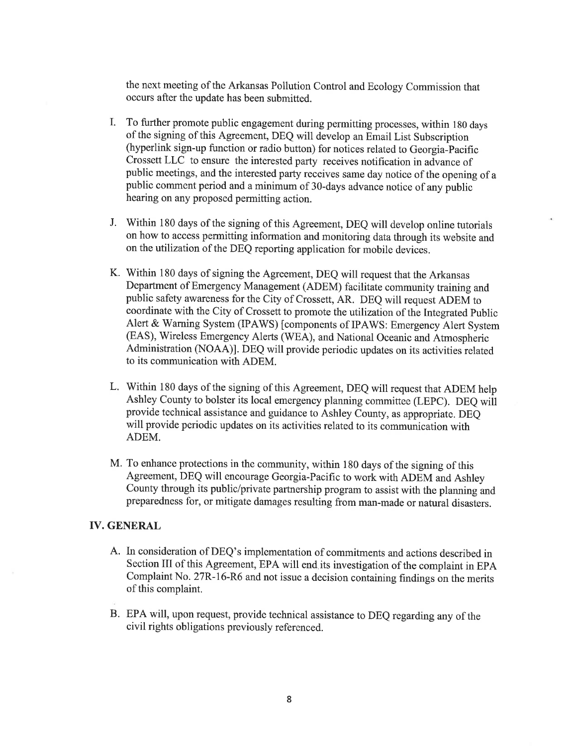the next meeting of the Arkansas Pollution Control and Ecology Commission that occurs after the update has been submitted.

I. To further promote public engagement during permitting processes, within 180 days of the signing of this Agreement, DEQ will develop an Email List Subscription (hyperlink sign-up function or radio button) for notices related to Georgia-Pacific Crossett LLC to ensure the interested party receives notification in advance of public meetings, and the interested party receives same day notice of the opening of a public comment period and a minimum of 30-days advance notice of any public hearing on any proposed permitting action.

J. Within 180 days of the signing of this Agreement, DEQ will develop online tutorials on how to access permitting information and monitoring data through its website and on the utilization of the DEQ reporting application for mobile devices.

K. Within 180 days of signing the Agreement, DEQ will request that the Arkansas Department of Emergency Management (ADEM) facilitate community training and public safety awareness for the City of Crossett, AR. DEQ will request ADEM to coordinate with the City of Crossett to promote the utilization of the Integrated Public Alert & Warning System (IPAWS) [components of IPAWS: Emergency Alert System (EAS), Wireless Emergency Alerts (WEA), and National Oceanic and Atmospheric Administration (NOAA)]. DEQ will provide periodic updates on its activities related to its communication with ADEM.

L. Within 180 days of the signing of this Agreement, DEQ will request that ADEM help Ashley County to bolster its local emergency planning committee (LEPC). DEQ will provide technical assistance and guidance to Ashley County, as appropriate. DEQ will provide periodic updates on its activities related to its communication with ADEM.

M. To enhance protections in the community, within 180 days of the signing of this Agreement, DEQ will encourage Georgia-Pacific to work with ADEM and Ashley County through its public/private partnership program to assist with the planning and preparedness for, or mitigate damages resulting from man-made or natural disasters.

## IV. GENERAL

A. In consideration of DEQ's implementation of commitments and actions described in Section III of this Agreement, EPA will end its investigation of the complaint in EPA Complaint No. 27R-16-R6 and not issue a decision containing findings on the merits of this complaint.

B. EPA will, upon request, provide technical assistance to DEQ regarding any of the civil rights obligations previously referenced.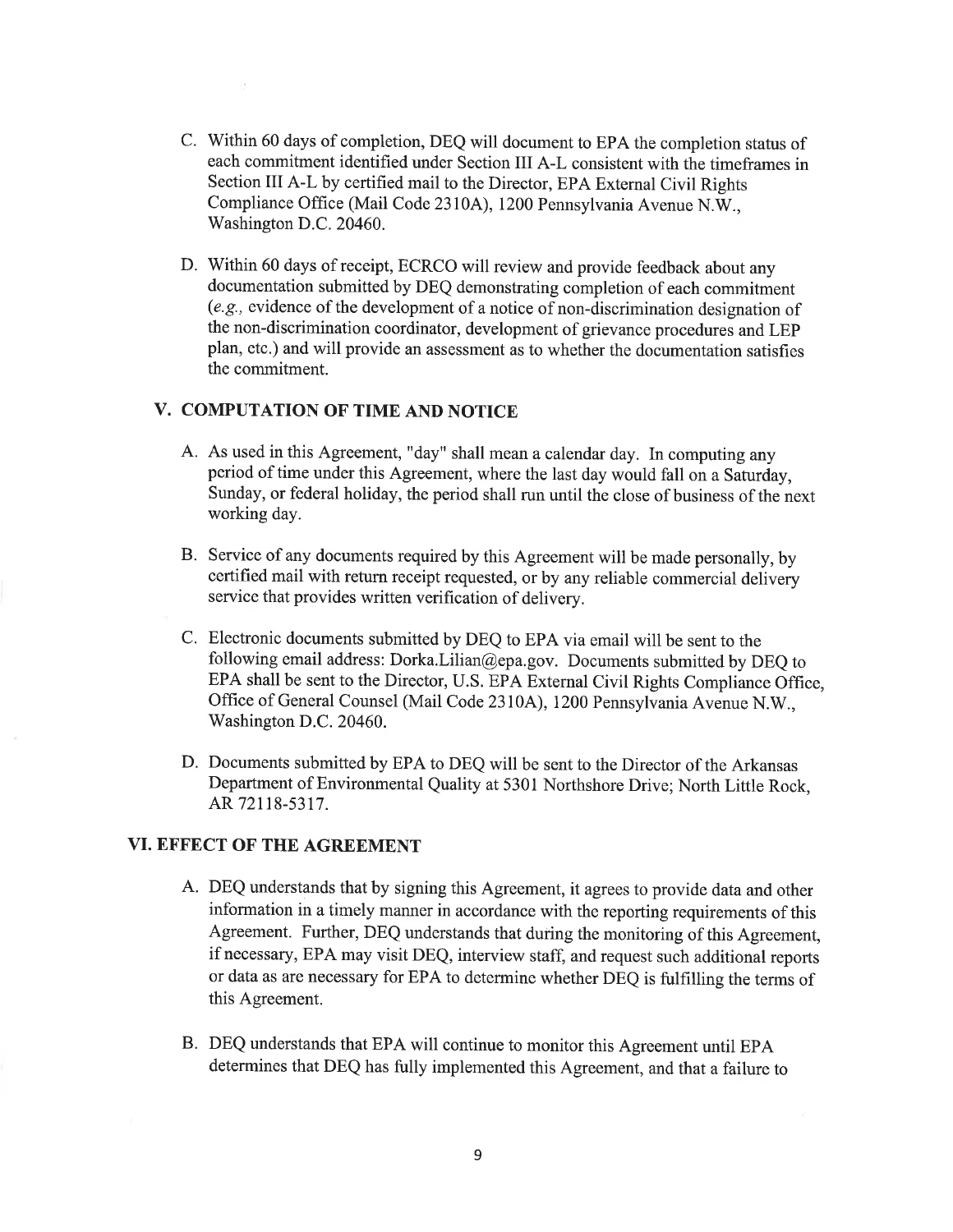C. Within 60 days of completion, DEQ will document to EPA the completion status of each commitment identified under Section III A-L consistent with the timeframes in Section III A-L by certified mail to the Director, EPA External Civil Rights Compliance Office (Mail Code 2310A), 1200 Pennsylvania Avenue N.W., Washington D.C. 20460.

D. Within 60 days of receipt, ECRCO will review and provide feedback about any documentation submitted by DEQ demonstrating completion of each commitment (*e.g.*, evidence of the development of a notice of non-discrimination designation of the non-discrimination coordinator, development of grievance procedures and LEP plan, etc.) and will provide an assessment as to whether the documentation satisfies the commitment.

## V. COMPUTATION OF TIME AND NOTICE

A. As used in this Agreement, "day" shall mean a calendar day. In computing any period of time under this Agreement, where the last day would fall on a Saturday, Sunday, or federal holiday, the period shall run until the close of business of the next working day.

B. Service of any documents required by this Agreement will be made personally, by certified mail with return receipt requested, or by any reliable commercial delivery service that provides written verification of delivery.

C. Electronic documents submitted by DEQ to EPA via email will be sent to the following email address: Dorka.Lilian@epa.gov. Documents submitted by DEQ to EPA shall be sent to the Director, U.S. EPA External Civil Rights Compliance Office, Office of General Counsel (Mail Code 2310A), 1200 Pennsylvania Avenue N.W., Washington D.C. 20460.

D. Documents submitted by EPA to DEQ will be sent to the Director of the Arkansas Department of Environmental Quality at 5301 Northshore Drive; North Little Rock, AR 72118-5317.

## VI. EFFECT OF THE AGREEMENT

A. DEQ understands that by signing this Agreement, it agrees to provide data and other information in a timely manner in accordance with the reporting requirements of this Agreement. Further, DEQ understands that during the monitoring of this Agreement, if necessary, EPA may visit DEQ, interview staff, and request such additional reports or data as are necessary for EPA to determine whether DEQ is fulfilling the terms of this Agreement.

B. DEQ understands that EPA will continue to monitor this Agreement until EPA determines that DEQ has fully implemented this Agreement, and that a failure to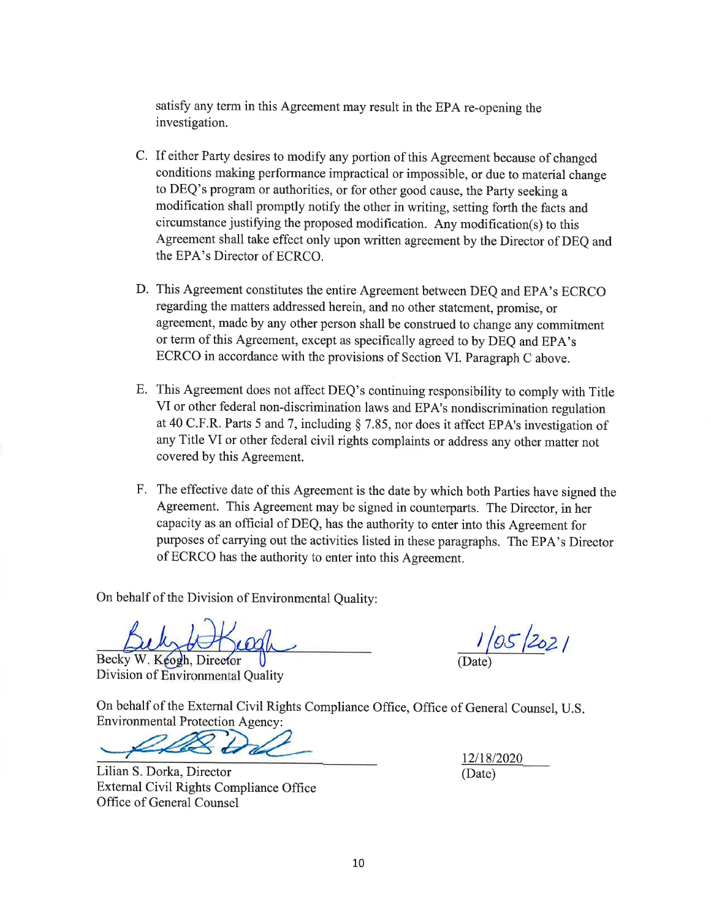satisfy any term in this Agreement may result in the EPA re-opening the investigation.

C. If either Party desires to modify any portion of this Agreement because of changed conditions making performance impractical or impossible, or due to material change to DEQ's program or authorities, or for other good cause, the Party seeking a modification shall promptly notify the other in writing, setting forth the facts and circumstance justifying the proposed modification. Any modification(s) to this Agreement shall take effect only upon written agreement by the Director of DEQ and the EPA's Director of ECRCO.

D. This Agreement constitutes the entire Agreement between DEQ and EPA's ECRCO regarding the matters addressed herein, and no other statement, promise, or agreement, made by any other person shall be construed to change any commitment or term of this Agreement, except as specifically agreed to by DEQ and EPA's ECRCO in accordance with the provisions of Section VI. Paragraph C above.

E. This Agreement does not affect DEQ's continuing responsibility to comply with Title VI or other federal non-discrimination laws and EPA's nondiscrimination regulation at 40 C.F.R. Parts 5 and 7, including § 7.85, nor does it affect EPA's investigation of any Title VI or other federal civil rights complaints or address any other matter not covered by this Agreement.

F. The effective date of this Agreement is the date by which both Parties have signed the Agreement. This Agreement may be signed in counterparts. The Director, in her capacity as an official of DEQ, has the authority to enter into this Agreement for purposes of carrying out the activities listed in these paragraphs. The EPA's Director of ECRCO has the authority to enter into this Agreement.

On behalf of the Division of Environmental Quality:

Becky W. Keogh, Director
Division of Environmental Quality

1/05/2021
(Date)

On behalf of the External Civil Rights Compliance Office, Office of General Counsel, U.S. Environmental Protection Agency:

Lilian S. Dorka, Director
External Civil Rights Compliance Office
Office of General Counsel

12/18/2020
(Date)